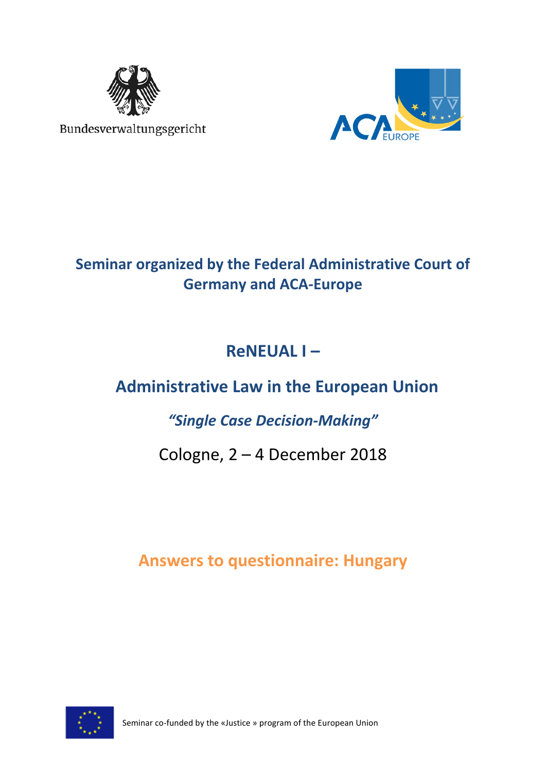Bundesverwaltungsgericht

ACA EUROPE

## Seminar organized by the Federal Administrative Court of Germany and ACA-Europe

# ReNEUAL I –

# Administrative Law in the European Union

## *"Single Case Decision-Making"*

Cologne, 2 – 4 December 2018

## Answers to questionnaire: Hungary

Seminar co-funded by the «Justice » program of the European Union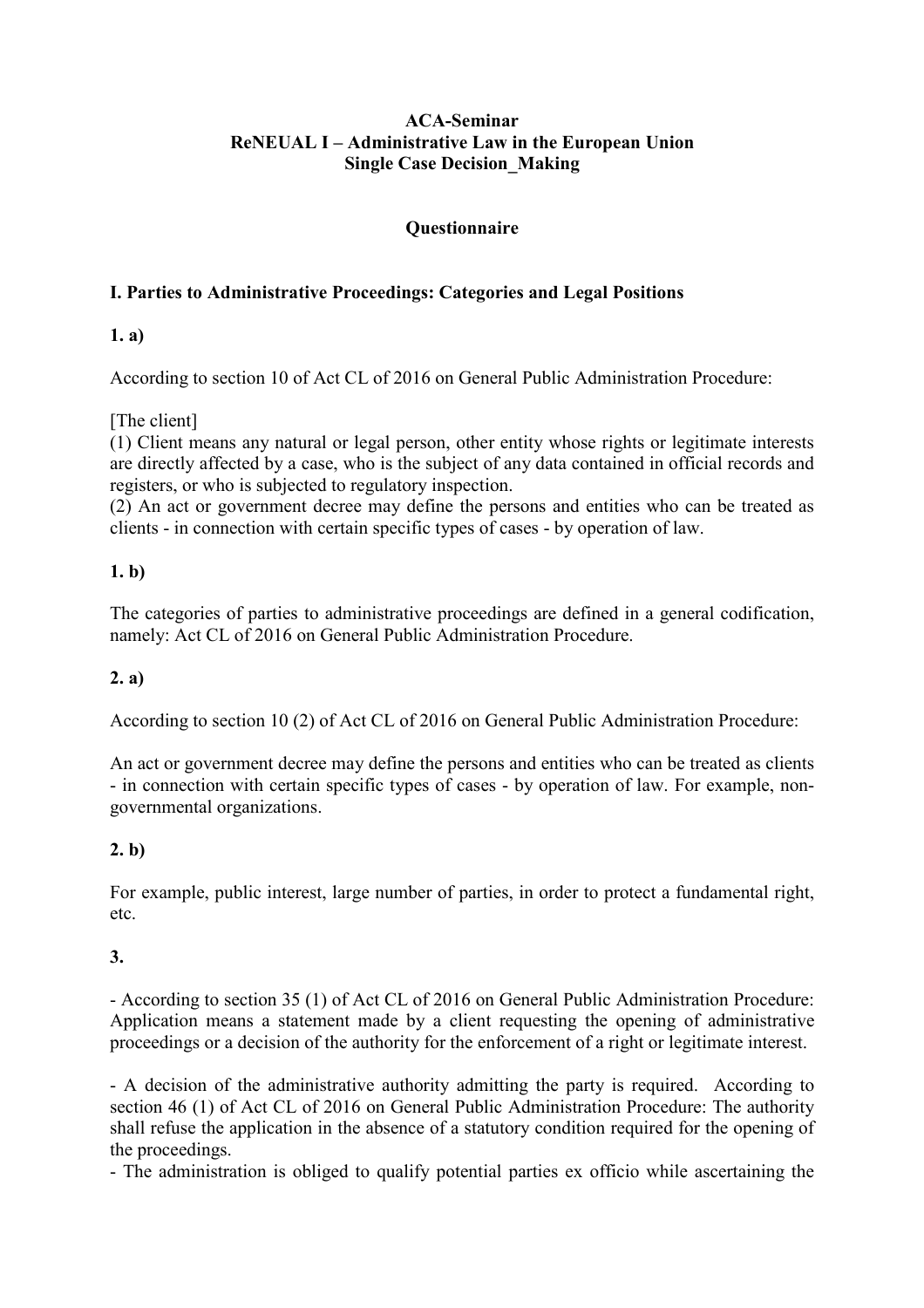**ACA-Seminar**
**ReNEUAL I – Administrative Law in the European Union**
**Single Case Decision_Making**

**Questionnaire**

## I. Parties to Administrative Proceedings: Categories and Legal Positions

**1. a)**

According to section 10 of Act CL of 2016 on General Public Administration Procedure:

[The client]
(1) Client means any natural or legal person, other entity whose rights or legitimate interests are directly affected by a case, who is the subject of any data contained in official records and registers, or who is subjected to regulatory inspection.
(2) An act or government decree may define the persons and entities who can be treated as clients - in connection with certain specific types of cases - by operation of law.

**1. b)**

The categories of parties to administrative proceedings are defined in a general codification, namely: Act CL of 2016 on General Public Administration Procedure.

**2. a)**

According to section 10 (2) of Act CL of 2016 on General Public Administration Procedure:

An act or government decree may define the persons and entities who can be treated as clients - in connection with certain specific types of cases - by operation of law. For example, non-governmental organizations.

**2. b)**

For example, public interest, large number of parties, in order to protect a fundamental right, etc.

**3.**

- According to section 35 (1) of Act CL of 2016 on General Public Administration Procedure: Application means a statement made by a client requesting the opening of administrative proceedings or a decision of the authority for the enforcement of a right or legitimate interest.

- A decision of the administrative authority admitting the party is required. According to section 46 (1) of Act CL of 2016 on General Public Administration Procedure: The authority shall refuse the application in the absence of a statutory condition required for the opening of the proceedings.
- The administration is obliged to qualify potential parties ex officio while ascertaining the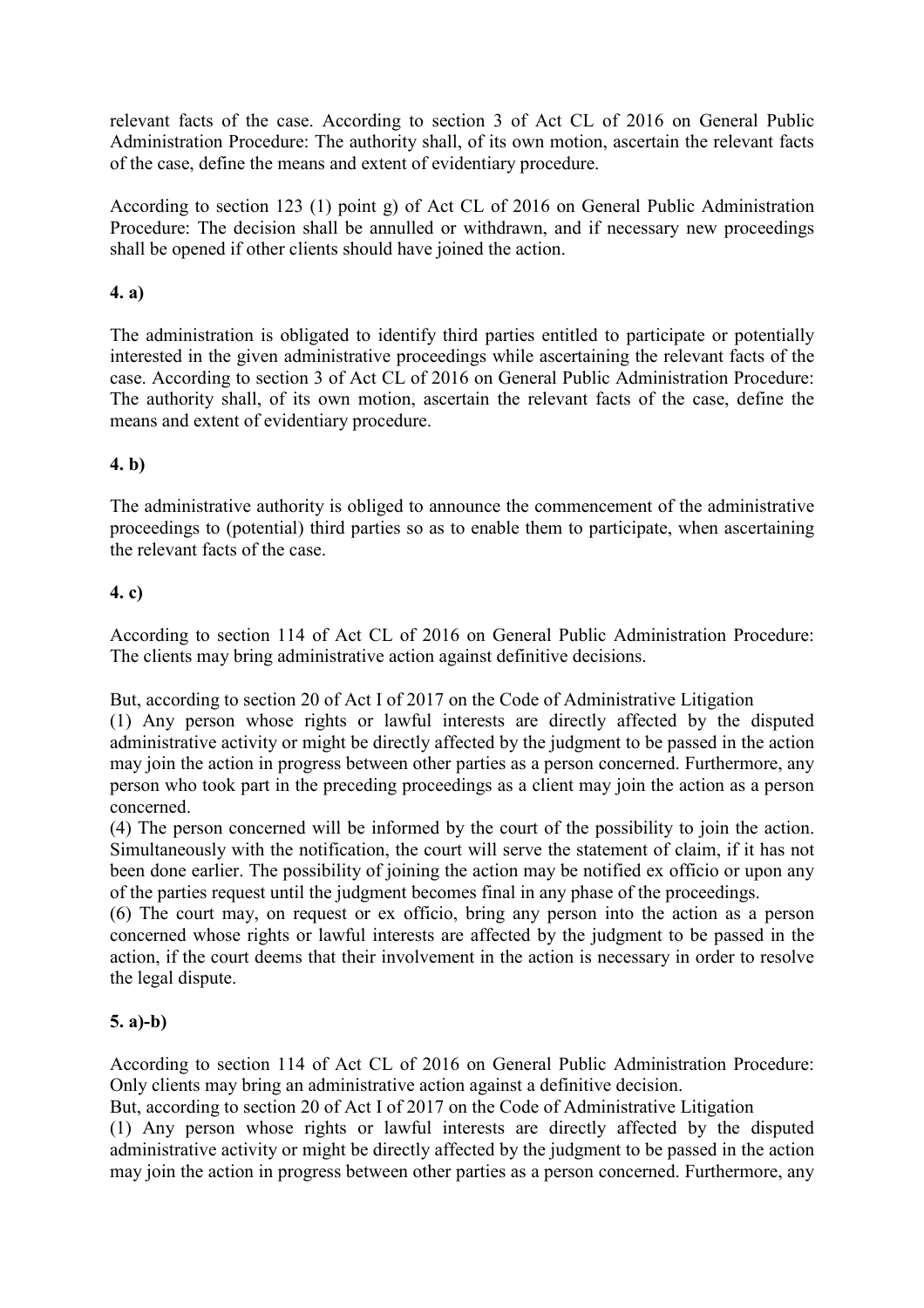relevant facts of the case. According to section 3 of Act CL of 2016 on General Public Administration Procedure: The authority shall, of its own motion, ascertain the relevant facts of the case, define the means and extent of evidentiary procedure.

According to section 123 (1) point g) of Act CL of 2016 on General Public Administration Procedure: The decision shall be annulled or withdrawn, and if necessary new proceedings shall be opened if other clients should have joined the action.

**4. a)**

The administration is obligated to identify third parties entitled to participate or potentially interested in the given administrative proceedings while ascertaining the relevant facts of the case. According to section 3 of Act CL of 2016 on General Public Administration Procedure: The authority shall, of its own motion, ascertain the relevant facts of the case, define the means and extent of evidentiary procedure.

**4. b)**

The administrative authority is obliged to announce the commencement of the administrative proceedings to (potential) third parties so as to enable them to participate, when ascertaining the relevant facts of the case.

**4. c)**

According to section 114 of Act CL of 2016 on General Public Administration Procedure: The clients may bring administrative action against definitive decisions.

But, according to section 20 of Act I of 2017 on the Code of Administrative Litigation

(1) Any person whose rights or lawful interests are directly affected by the disputed administrative activity or might be directly affected by the judgment to be passed in the action may join the action in progress between other parties as a person concerned. Furthermore, any person who took part in the preceding proceedings as a client may join the action as a person concerned.

(4) The person concerned will be informed by the court of the possibility to join the action. Simultaneously with the notification, the court will serve the statement of claim, if it has not been done earlier. The possibility of joining the action may be notified ex officio or upon any of the parties request until the judgment becomes final in any phase of the proceedings.

(6) The court may, on request or ex officio, bring any person into the action as a person concerned whose rights or lawful interests are affected by the judgment to be passed in the action, if the court deems that their involvement in the action is necessary in order to resolve the legal dispute.

**5. a)-b)**

According to section 114 of Act CL of 2016 on General Public Administration Procedure: Only clients may bring an administrative action against a definitive decision.

But, according to section 20 of Act I of 2017 on the Code of Administrative Litigation

(1) Any person whose rights or lawful interests are directly affected by the disputed administrative activity or might be directly affected by the judgment to be passed in the action may join the action in progress between other parties as a person concerned. Furthermore, any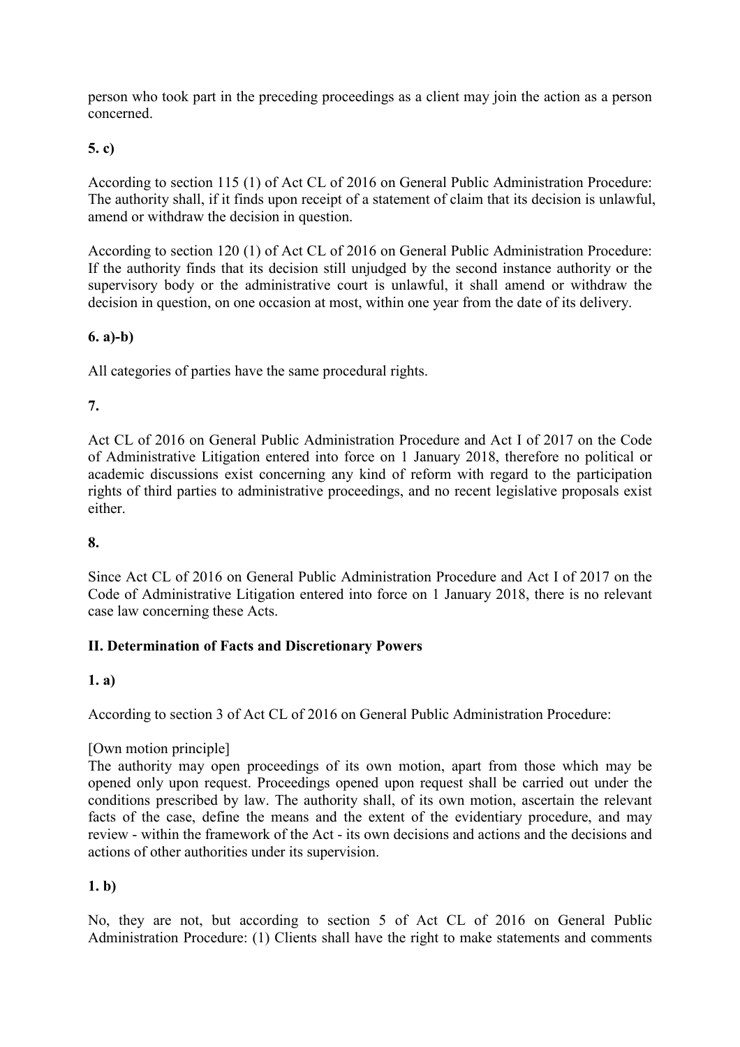person who took part in the preceding proceedings as a client may join the action as a person concerned.

**5. c)**

According to section 115 (1) of Act CL of 2016 on General Public Administration Procedure: The authority shall, if it finds upon receipt of a statement of claim that its decision is unlawful, amend or withdraw the decision in question.

According to section 120 (1) of Act CL of 2016 on General Public Administration Procedure: If the authority finds that its decision still unjudged by the second instance authority or the supervisory body or the administrative court is unlawful, it shall amend or withdraw the decision in question, on one occasion at most, within one year from the date of its delivery.

**6. a)-b)**

All categories of parties have the same procedural rights.

**7.**

Act CL of 2016 on General Public Administration Procedure and Act I of 2017 on the Code of Administrative Litigation entered into force on 1 January 2018, therefore no political or academic discussions exist concerning any kind of reform with regard to the participation rights of third parties to administrative proceedings, and no recent legislative proposals exist either.

**8.**

Since Act CL of 2016 on General Public Administration Procedure and Act I of 2017 on the Code of Administrative Litigation entered into force on 1 January 2018, there is no relevant case law concerning these Acts.

## II. Determination of Facts and Discretionary Powers

**1. a)**

According to section 3 of Act CL of 2016 on General Public Administration Procedure:

[Own motion principle]
The authority may open proceedings of its own motion, apart from those which may be opened only upon request. Proceedings opened upon request shall be carried out under the conditions prescribed by law. The authority shall, of its own motion, ascertain the relevant facts of the case, define the means and the extent of the evidentiary procedure, and may review - within the framework of the Act - its own decisions and actions and the decisions and actions of other authorities under its supervision.

**1. b)**

No, they are not, but according to section 5 of Act CL of 2016 on General Public Administration Procedure: (1) Clients shall have the right to make statements and comments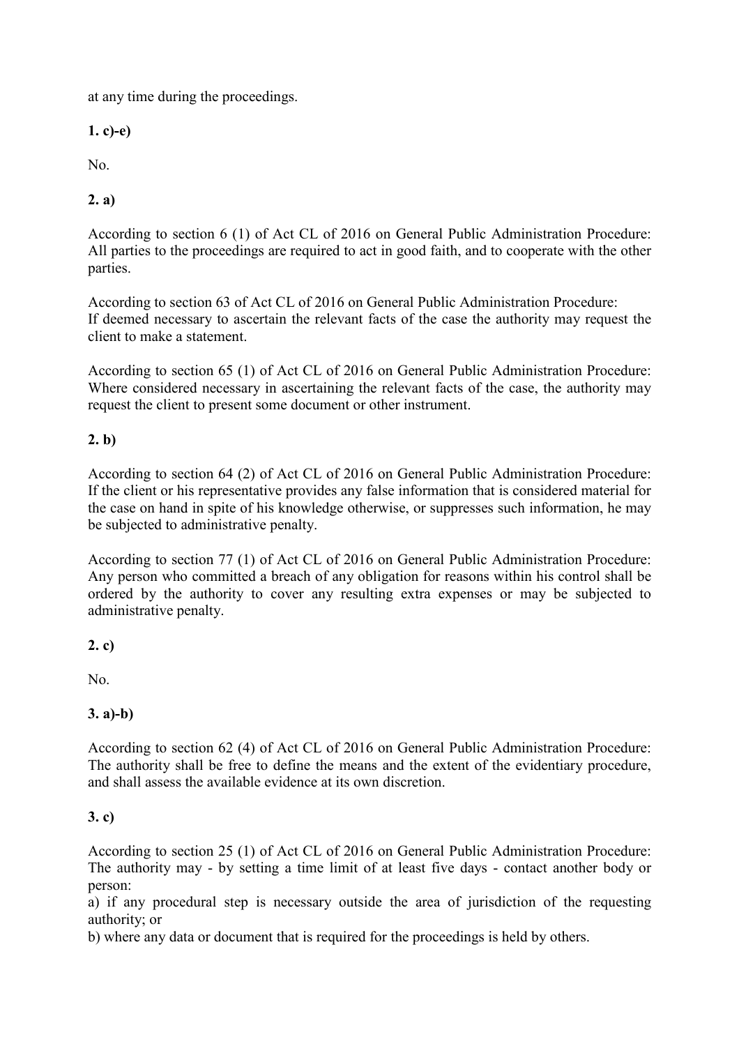at any time during the proceedings.

**1. c)-e)**

No.

**2. a)**

According to section 6 (1) of Act CL of 2016 on General Public Administration Procedure: All parties to the proceedings are required to act in good faith, and to cooperate with the other parties.

According to section 63 of Act CL of 2016 on General Public Administration Procedure: If deemed necessary to ascertain the relevant facts of the case the authority may request the client to make a statement.

According to section 65 (1) of Act CL of 2016 on General Public Administration Procedure: Where considered necessary in ascertaining the relevant facts of the case, the authority may request the client to present some document or other instrument.

**2. b)**

According to section 64 (2) of Act CL of 2016 on General Public Administration Procedure: If the client or his representative provides any false information that is considered material for the case on hand in spite of his knowledge otherwise, or suppresses such information, he may be subjected to administrative penalty.

According to section 77 (1) of Act CL of 2016 on General Public Administration Procedure: Any person who committed a breach of any obligation for reasons within his control shall be ordered by the authority to cover any resulting extra expenses or may be subjected to administrative penalty.

**2. c)**

No.

**3. a)-b)**

According to section 62 (4) of Act CL of 2016 on General Public Administration Procedure: The authority shall be free to define the means and the extent of the evidentiary procedure, and shall assess the available evidence at its own discretion.

**3. c)**

According to section 25 (1) of Act CL of 2016 on General Public Administration Procedure: The authority may - by setting a time limit of at least five days - contact another body or person:

a) if any procedural step is necessary outside the area of jurisdiction of the requesting authority; or

b) where any data or document that is required for the proceedings is held by others.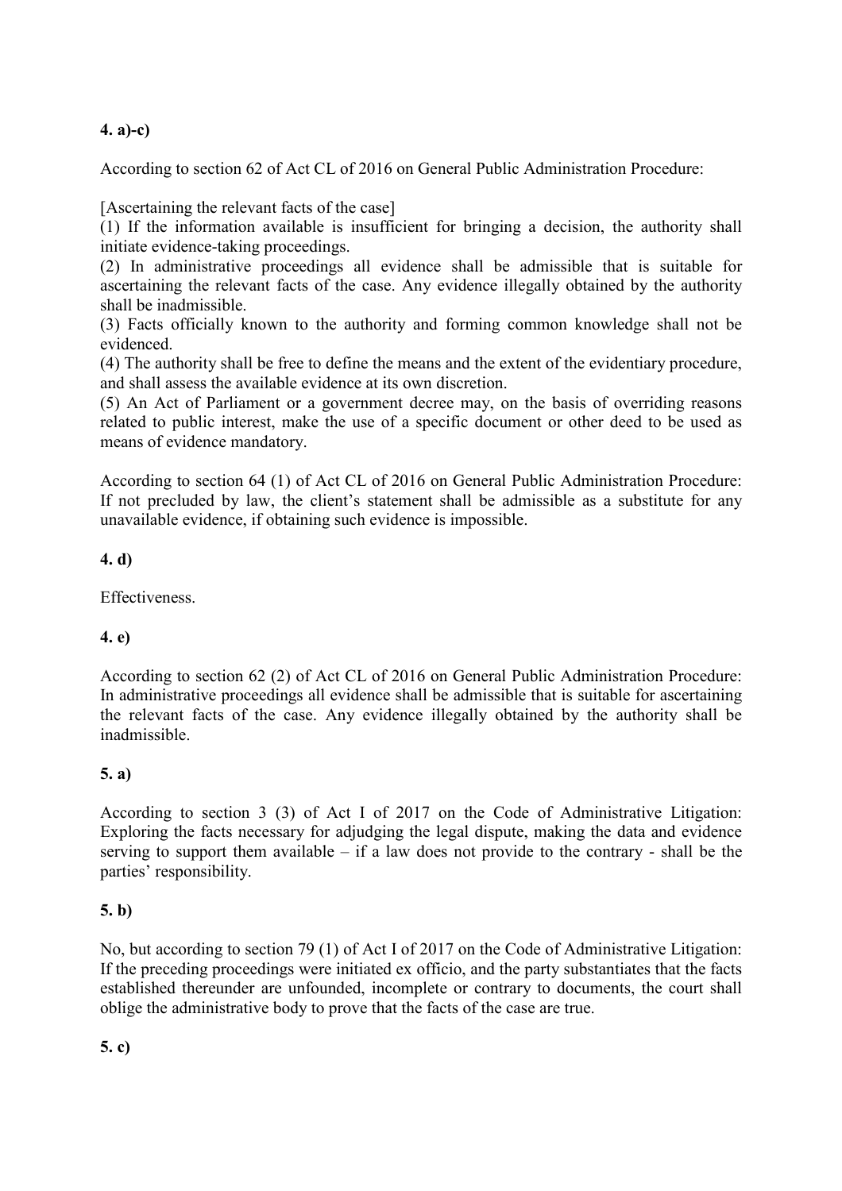**4. a)-c)**

According to section 62 of Act CL of 2016 on General Public Administration Procedure:

[Ascertaining the relevant facts of the case]

(1) If the information available is insufficient for bringing a decision, the authority shall initiate evidence-taking proceedings.

(2) In administrative proceedings all evidence shall be admissible that is suitable for ascertaining the relevant facts of the case. Any evidence illegally obtained by the authority shall be inadmissible.

(3) Facts officially known to the authority and forming common knowledge shall not be evidenced.

(4) The authority shall be free to define the means and the extent of the evidentiary procedure, and shall assess the available evidence at its own discretion.

(5) An Act of Parliament or a government decree may, on the basis of overriding reasons related to public interest, make the use of a specific document or other deed to be used as means of evidence mandatory.

According to section 64 (1) of Act CL of 2016 on General Public Administration Procedure: If not precluded by law, the client's statement shall be admissible as a substitute for any unavailable evidence, if obtaining such evidence is impossible.

**4. d)**

Effectiveness.

**4. e)**

According to section 62 (2) of Act CL of 2016 on General Public Administration Procedure: In administrative proceedings all evidence shall be admissible that is suitable for ascertaining the relevant facts of the case. Any evidence illegally obtained by the authority shall be inadmissible.

**5. a)**

According to section 3 (3) of Act I of 2017 on the Code of Administrative Litigation: Exploring the facts necessary for adjudging the legal dispute, making the data and evidence serving to support them available – if a law does not provide to the contrary - shall be the parties' responsibility.

**5. b)**

No, but according to section 79 (1) of Act I of 2017 on the Code of Administrative Litigation: If the preceding proceedings were initiated ex officio, and the party substantiates that the facts established thereunder are unfounded, incomplete or contrary to documents, the court shall oblige the administrative body to prove that the facts of the case are true.

**5. c)**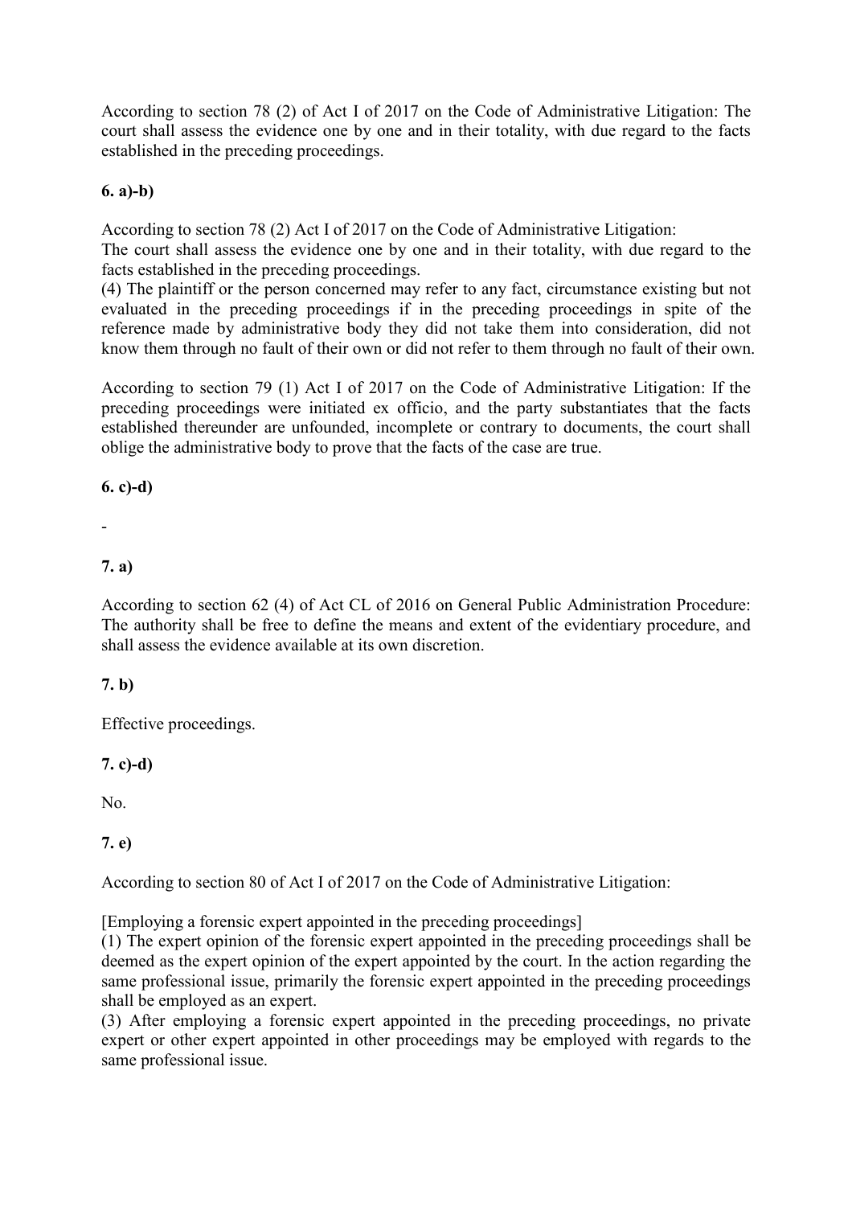According to section 78 (2) of Act I of 2017 on the Code of Administrative Litigation: The court shall assess the evidence one by one and in their totality, with due regard to the facts established in the preceding proceedings.

**6. a)-b)**

According to section 78 (2) Act I of 2017 on the Code of Administrative Litigation:
The court shall assess the evidence one by one and in their totality, with due regard to the facts established in the preceding proceedings.
(4) The plaintiff or the person concerned may refer to any fact, circumstance existing but not evaluated in the preceding proceedings if in the preceding proceedings in spite of the reference made by administrative body they did not take them into consideration, did not know them through no fault of their own or did not refer to them through no fault of their own.

According to section 79 (1) Act I of 2017 on the Code of Administrative Litigation: If the preceding proceedings were initiated ex officio, and the party substantiates that the facts established thereunder are unfounded, incomplete or contrary to documents, the court shall oblige the administrative body to prove that the facts of the case are true.

**6. c)-d)**

-

**7. a)**

According to section 62 (4) of Act CL of 2016 on General Public Administration Procedure: The authority shall be free to define the means and extent of the evidentiary procedure, and shall assess the evidence available at its own discretion.

**7. b)**

Effective proceedings.

**7. c)-d)**

No.

**7. e)**

According to section 80 of Act I of 2017 on the Code of Administrative Litigation:

[Employing a forensic expert appointed in the preceding proceedings]
(1) The expert opinion of the forensic expert appointed in the preceding proceedings shall be deemed as the expert opinion of the expert appointed by the court. In the action regarding the same professional issue, primarily the forensic expert appointed in the preceding proceedings shall be employed as an expert.
(3) After employing a forensic expert appointed in the preceding proceedings, no private expert or other expert appointed in other proceedings may be employed with regards to the same professional issue.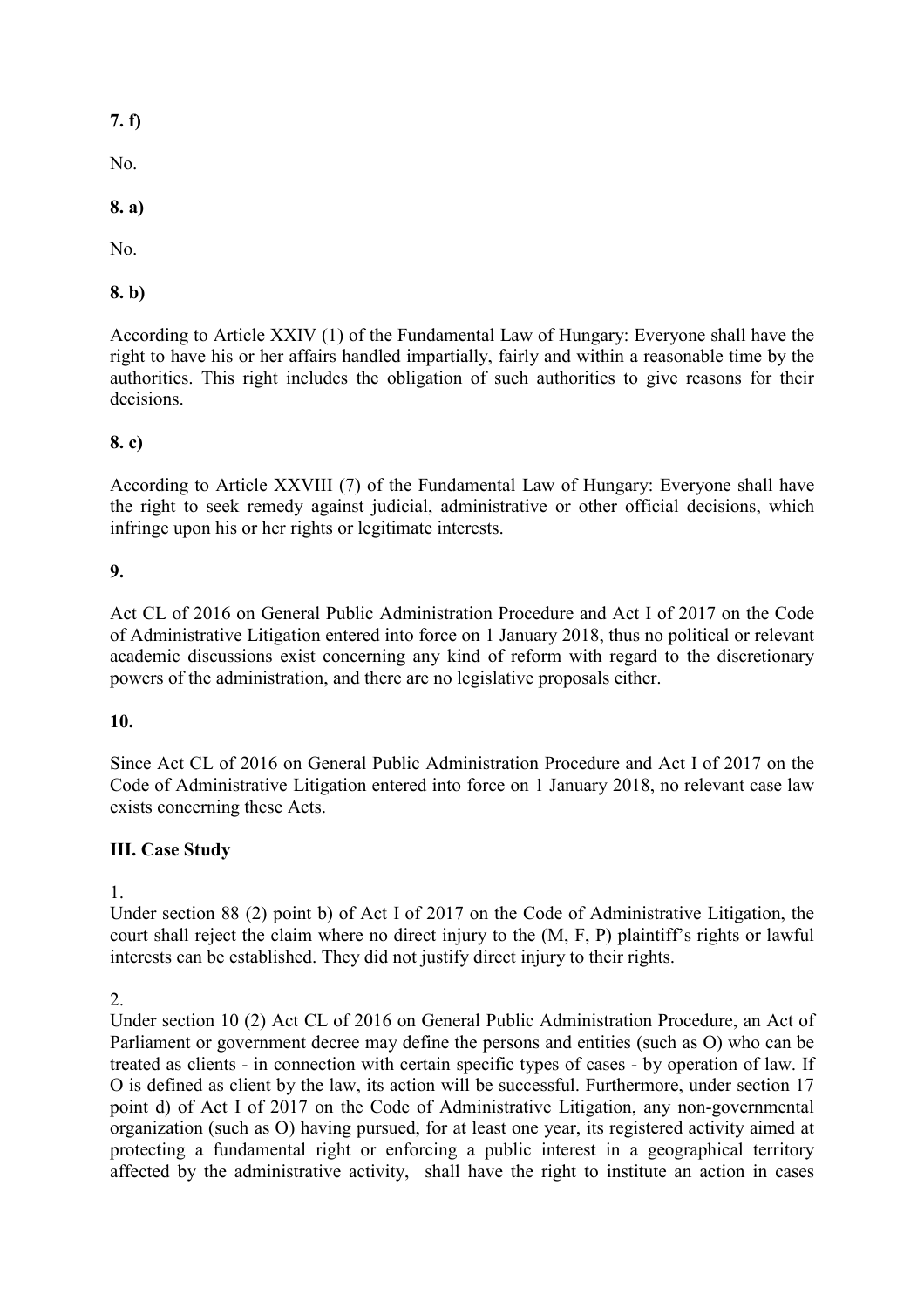**7. f)**

No.

**8. a)**

No.

**8. b)**

According to Article XXIV (1) of the Fundamental Law of Hungary: Everyone shall have the right to have his or her affairs handled impartially, fairly and within a reasonable time by the authorities. This right includes the obligation of such authorities to give reasons for their decisions.

**8. c)**

According to Article XXVIII (7) of the Fundamental Law of Hungary: Everyone shall have the right to seek remedy against judicial, administrative or other official decisions, which infringe upon his or her rights or legitimate interests.

**9.**

Act CL of 2016 on General Public Administration Procedure and Act I of 2017 on the Code of Administrative Litigation entered into force on 1 January 2018, thus no political or relevant academic discussions exist concerning any kind of reform with regard to the discretionary powers of the administration, and there are no legislative proposals either.

**10.**

Since Act CL of 2016 on General Public Administration Procedure and Act I of 2017 on the Code of Administrative Litigation entered into force on 1 January 2018, no relevant case law exists concerning these Acts.

## III. Case Study

1.
Under section 88 (2) point b) of Act I of 2017 on the Code of Administrative Litigation, the court shall reject the claim where no direct injury to the (M, F, P) plaintiff's rights or lawful interests can be established. They did not justify direct injury to their rights.

2.
Under section 10 (2) Act CL of 2016 on General Public Administration Procedure, an Act of Parliament or government decree may define the persons and entities (such as O) who can be treated as clients - in connection with certain specific types of cases - by operation of law. If O is defined as client by the law, its action will be successful. Furthermore, under section 17 point d) of Act I of 2017 on the Code of Administrative Litigation, any non-governmental organization (such as O) having pursued, for at least one year, its registered activity aimed at protecting a fundamental right or enforcing a public interest in a geographical territory affected by the administrative activity, shall have the right to institute an action in cases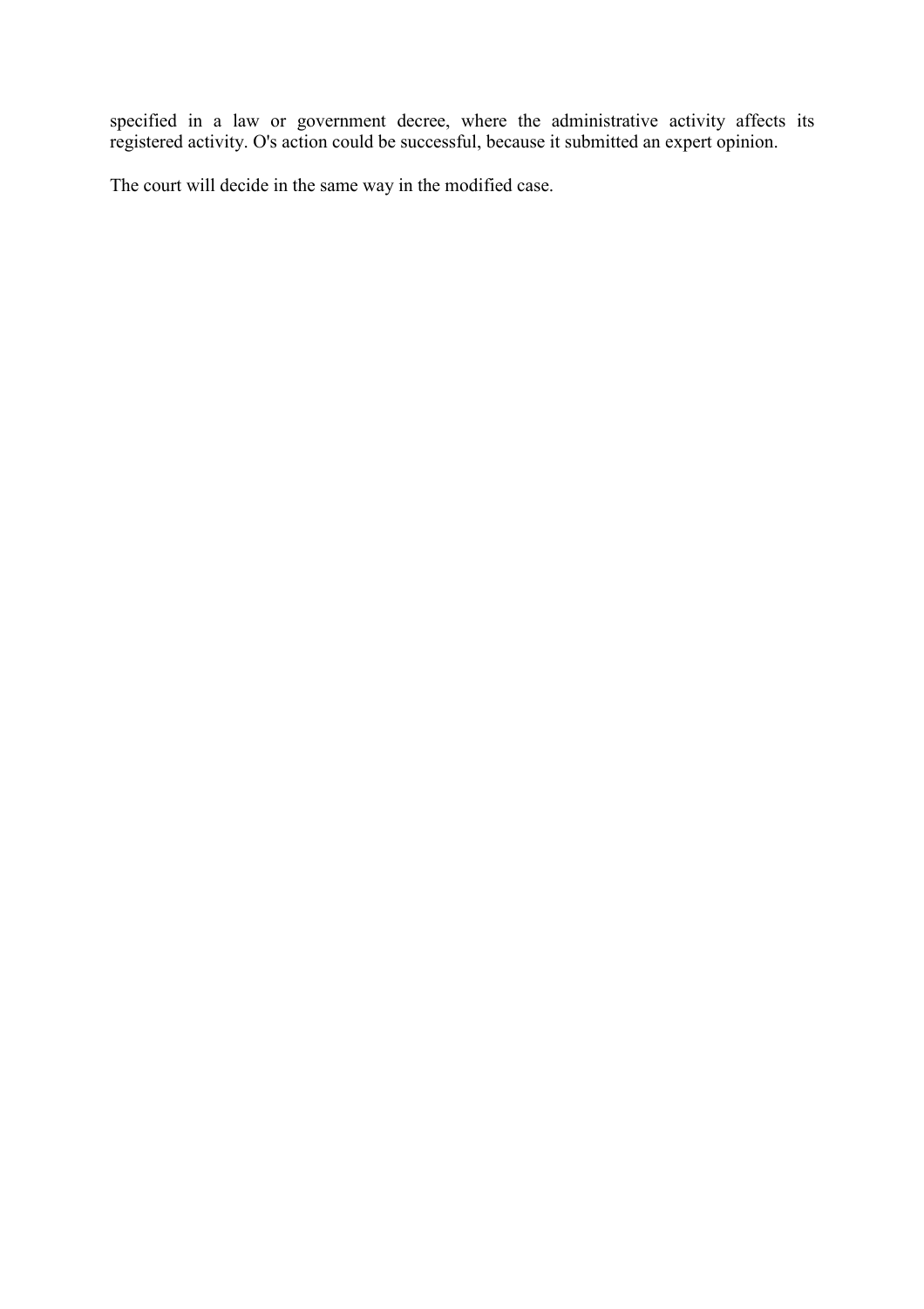specified in a law or government decree, where the administrative activity affects its registered activity. O's action could be successful, because it submitted an expert opinion.

The court will decide in the same way in the modified case.